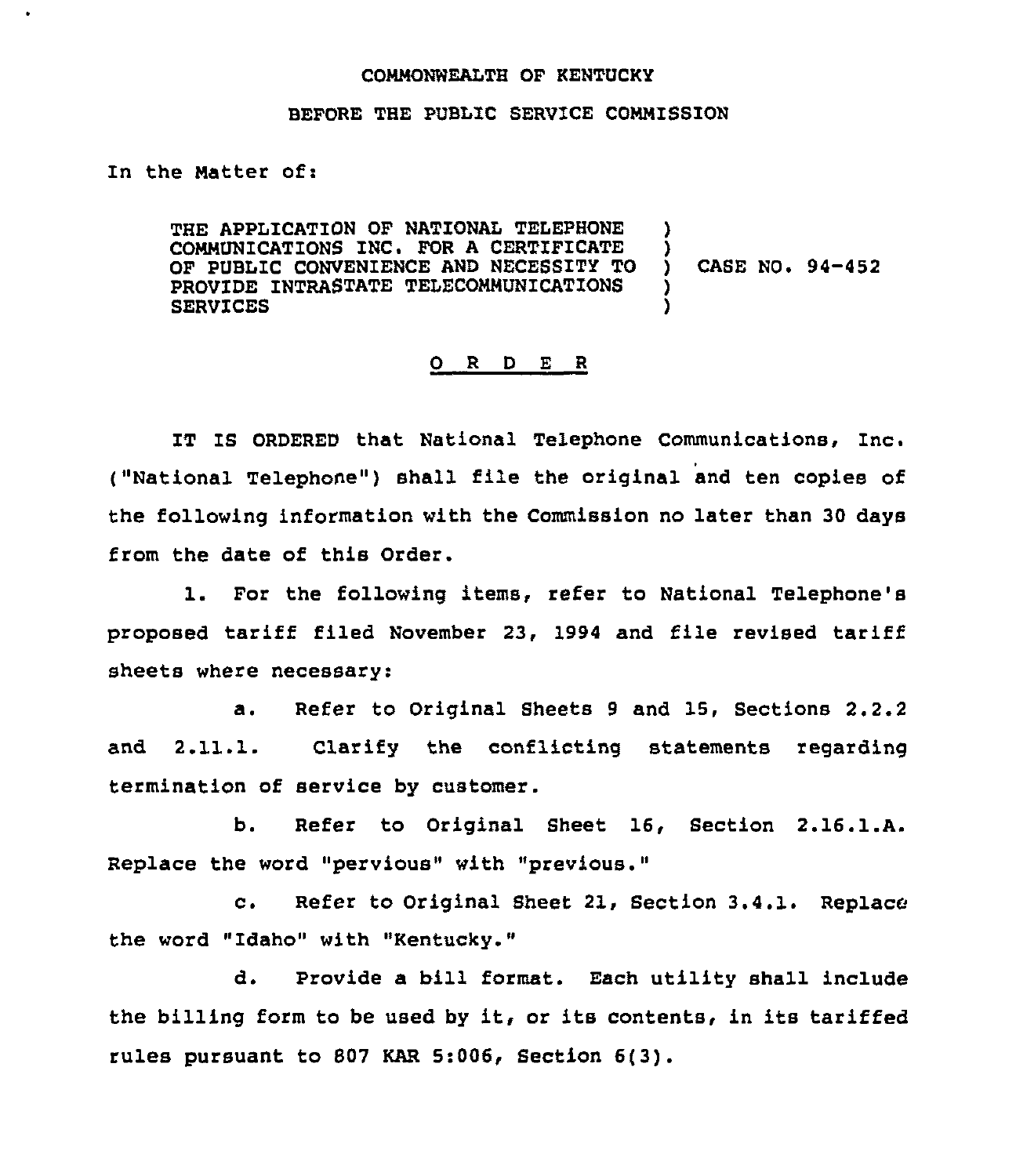COMMONWEALTH OF KENTUCKY

BEFORE THE PUBLIC SERVICE COMMISSION

In the Matter of:

THE APPLICATION OF NATIONAL TELEPHONE COMMUNICATIONS INC. FOR A CERTIFICATE OF PUBLIC CONVENIENCE AND NECESSITY TO PROVIDE INTRASTATE TELECOMMUNICATIONS SERVICES ) CASE NO. 94-452

## O R D E R

IT IS ORDERED that National Telephone Communications, Inc. ("National Telephone") shall file the original and ten copies of the following information with the Commission no later than 30 days from the date of this Order.

1. For the following items, refer to National Telephone's proposed tariff filed November 23, 1994 and file revised tariff sheets where necessary:

   a. Refer to Original Sheets 9 and 15, Sections 2.2.2 and 2.11.1. Clarify the conflicting statements regarding termination of service by customer.

   b. Refer to Original Sheet 16, Section 2.16.1.A. Replace the word "pervious" with "previous."

   c. Refer to Original Sheet 21, Section 3.4.1. Replace the word "Idaho" with "Kentucky."

   d. Provide a bill format. Each utility shall include the billing form to be used by it, or its contents, in its tariffed rules pursuant to 807 KAR 5:006, Section 6(3).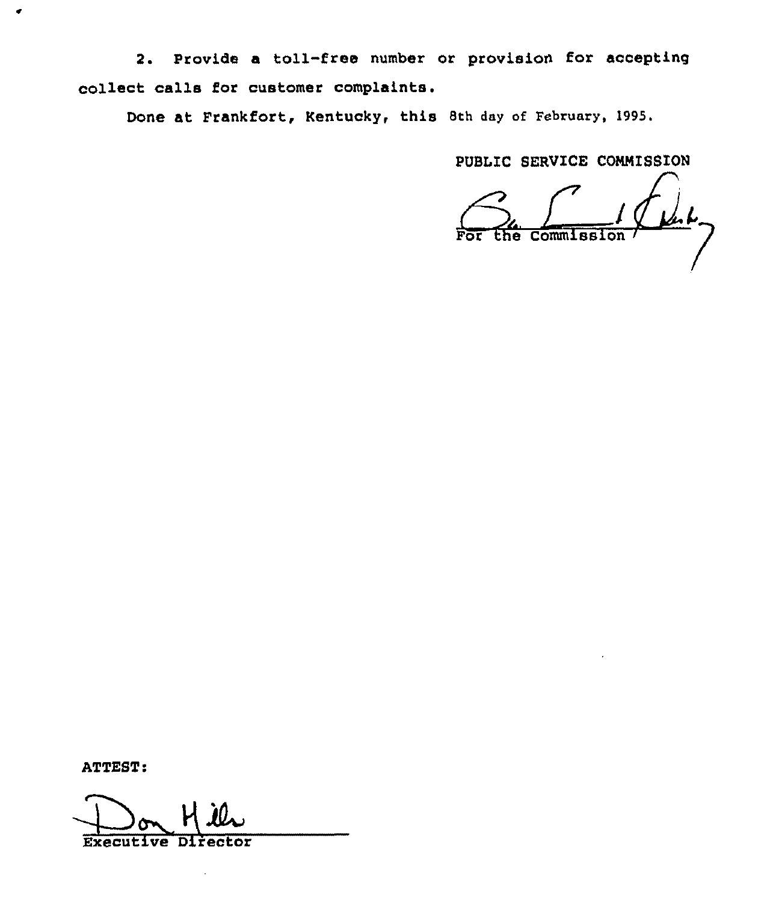2. Provide a toll-free number or provision for accepting collect calls for customer complaints.

Done at Frankfort, Kentucky, this 8th day of February, 1995.

PUBLIC SERVICE COMMISSION

For the Commission

ATTEST:

Executive Director